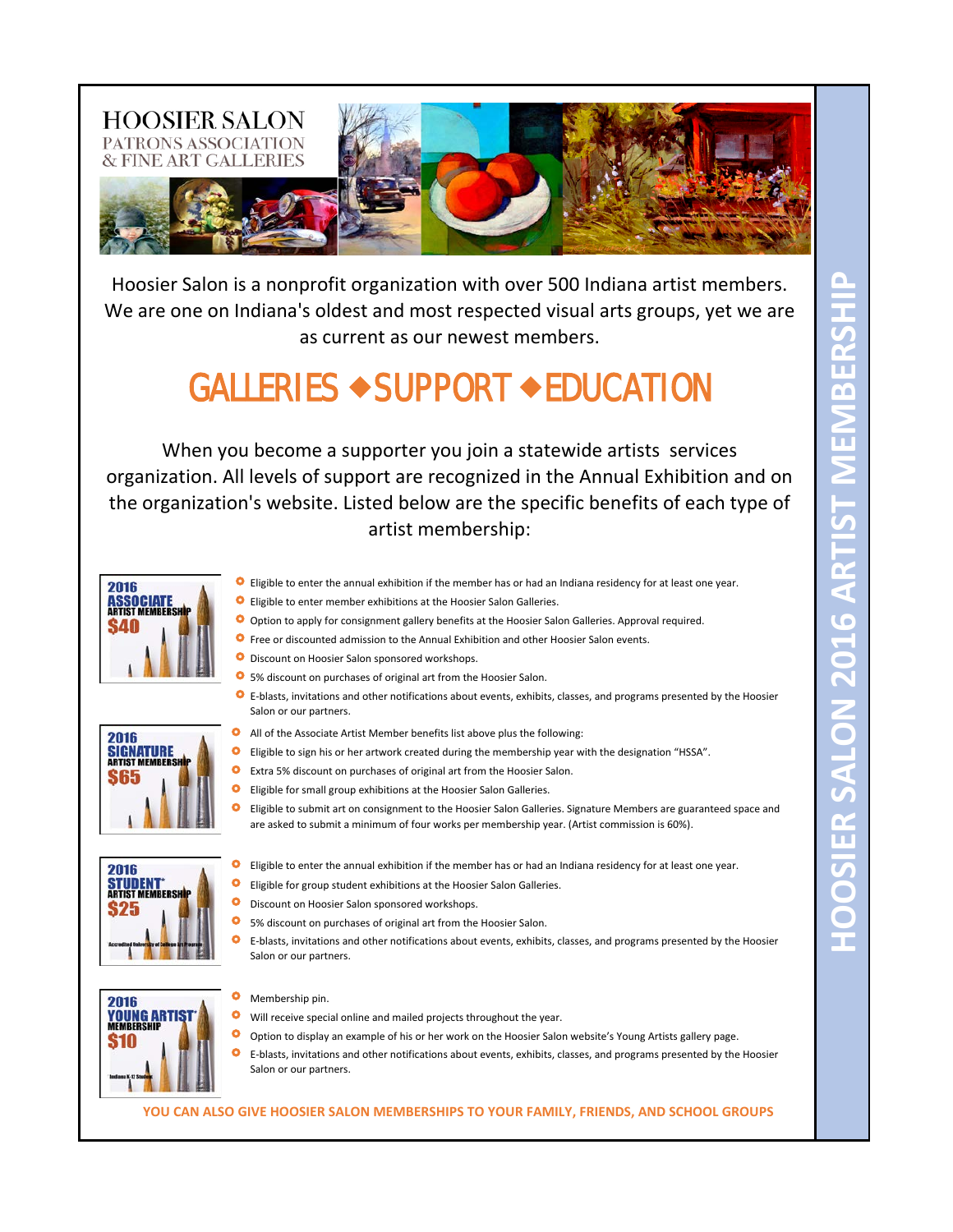# HOOSIER SALON

PATRONS ASSOCIATION
& FINE ART GALLERIES

Hoosier Salon is a nonprofit organization with over 500 Indiana artist members. We are one on Indiana's oldest and most respected visual arts groups, yet we are as current as our newest members.

## GALLERIES ◆SUPPORT ◆EDUCATION

When you become a supporter you join a statewide artists services organization. All levels of support are recognized in the Annual Exhibition and on the organization's website. Listed below are the specific benefits of each type of artist membership:

### 2016 ASSOCIATE ARTIST MEMBERSHIP $40

- Eligible to enter the annual exhibition if the member has or had an Indiana residency for at least one year.
- Eligible to enter member exhibitions at the Hoosier Salon Galleries.
- Option to apply for consignment gallery benefits at the Hoosier Salon Galleries. Approval required.
- Free or discounted admission to the Annual Exhibition and other Hoosier Salon events.
- Discount on Hoosier Salon sponsored workshops.
- 5% discount on purchases of original art from the Hoosier Salon.
- E-blasts, invitations and other notifications about events, exhibits, classes, and programs presented by the Hoosier Salon or our partners.

### 2016 SIGNATURE ARTIST MEMBERSHIP $65

- All of the Associate Artist Member benefits list above plus the following:
- Eligible to sign his or her artwork created during the membership year with the designation "HSSA".
- Extra 5% discount on purchases of original art from the Hoosier Salon.
- Eligible for small group exhibitions at the Hoosier Salon Galleries.
- Eligible to submit art on consignment to the Hoosier Salon Galleries. Signature Members are guaranteed space and are asked to submit a minimum of four works per membership year. (Artist commission is 60%).

### 2016 STUDENT* ARTIST MEMBERSHIP $25

*Accredited University of College Art Program

- Eligible to enter the annual exhibition if the member has or had an Indiana residency for at least one year.
- Eligible for group student exhibitions at the Hoosier Salon Galleries.
- Discount on Hoosier Salon sponsored workshops.
- 5% discount on purchases of original art from the Hoosier Salon.
- E-blasts, invitations and other notifications about events, exhibits, classes, and programs presented by the Hoosier Salon or our partners.

### 2016 YOUNG ARTIST* MEMBERSHIP $10

*Indiana K-12 Student

- Membership pin.
- Will receive special online and mailed projects throughout the year.
- Option to display an example of his or her work on the Hoosier Salon website's Young Artists gallery page.
- E-blasts, invitations and other notifications about events, exhibits, classes, and programs presented by the Hoosier Salon or our partners.

**YOU CAN ALSO GIVE HOOSIER SALON MEMBERSHIPS TO YOUR FAMILY, FRIENDS, AND SCHOOL GROUPS**

HOOSIER SALON 2016 ARTIST MEMBERSHIP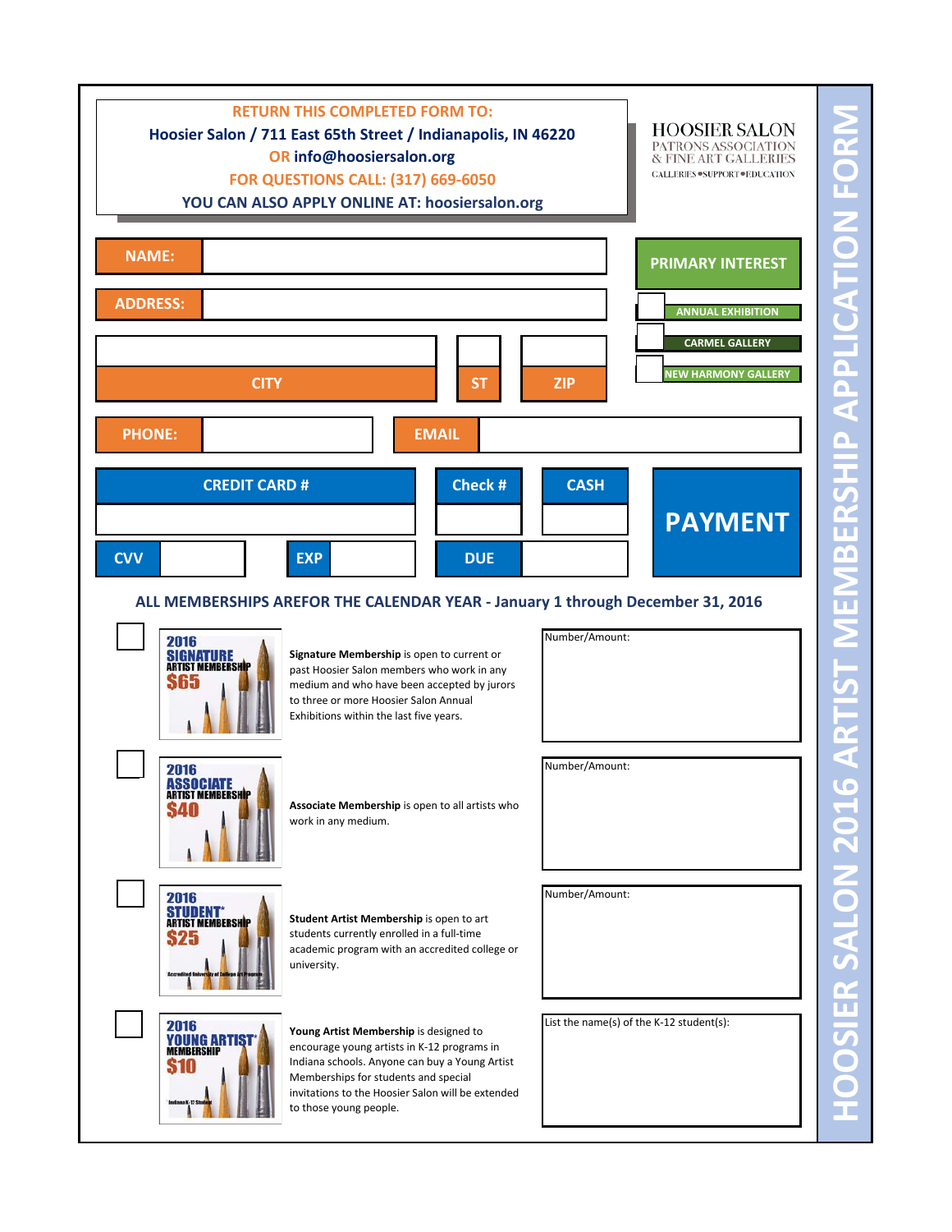# HOOSIER SALON 2016 ARTIST MEMBERSHIP APPLICATION FORM

**RETURN THIS COMPLETED FORM TO:**
**Hoosier Salon / 711 East 65th Street / Indianapolis, IN 46220**
**OR info@hoosiersalon.org**
**FOR QUESTIONS CALL: (317) 669-6050**
**YOU CAN ALSO APPLY ONLINE AT: hoosiersalon.org**

HOOSIER SALON
PATRONS ASSOCIATION
& FINE ART GALLERIES
GALLERIES • SUPPORT • EDUCATION

**NAME:**

**ADDRESS:**

**CITY** | **ST** | **ZIP**

**PHONE:** | **EMAIL**

**PRIMARY INTEREST**

- ☐ ANNUAL EXHIBITION
- ☐ CARMEL GALLERY
- ☐ NEW HARMONY GALLERY

**PAYMENT**

| CREDIT CARD # | Check # | CASH |
|---|---|---|
| | | |

**CVV** | **EXP** | **DUE**

**ALL MEMBERSHIPS AREFOR THE CALENDAR YEAR - January 1 through December 31, 2016**

☐ **2016 SIGNATURE ARTIST MEMBERSHIP $65**

**Signature Membership** is open to current or past Hoosier Salon members who work in any medium and who have been accepted by jurors to three or more Hoosier Salon Annual Exhibitions within the last five years.

Number/Amount:

☐ **2016 ASSOCIATE ARTIST MEMBERSHIP $40**

**Associate Membership** is open to all artists who work in any medium.

Number/Amount:

☐ **2016 STUDENT* ARTIST MEMBERSHIP $25**

*Accredited University of College Art Program

**Student Artist Membership** is open to art students currently enrolled in a full-time academic program with an accredited college or university.

Number/Amount:

☐ **2016 YOUNG ARTIST* MEMBERSHIP $10**

*Indiana K-12 Student

**Young Artist Membership** is designed to encourage young artists in K-12 programs in Indiana schools. Anyone can buy a Young Artist Memberships for students and special invitations to the Hoosier Salon will be extended to those young people.

List the name(s) of the K-12 student(s):